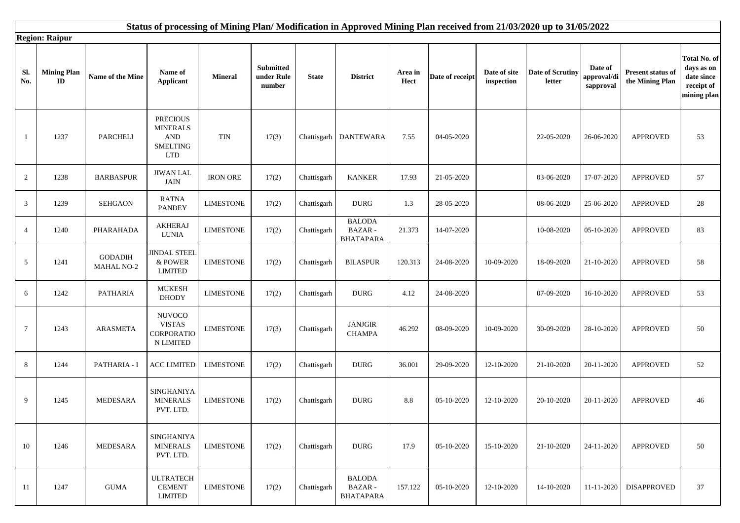# Status of processing of Mining Plan/ Modification in Approved Mining Plan received from 21/03/2020 up to 31/05/2022

**Region: Raipur**

| Sl. No. | Mining Plan ID | Name of the Mine | Name of Applicant | Mineral | Submitted under Rule number | State | District | Area in Hect | Date of receipt | Date of site inspection | Date of Scrutiny letter | Date of approval/disapproval | Present status of the Mining Plan | Total No. of days as on date since receipt of mining plan |
|---|---|---|---|---|---|---|---|---|---|---|---|---|---|---|
| 1 | 1237 | PARCHELI | PRECIOUS MINERALS AND SMELTING LTD | TIN | 17(3) | Chattisgarh | DANTEWARA | 7.55 | 04-05-2020 | | 22-05-2020 | 26-06-2020 | APPROVED | 53 |
| 2 | 1238 | BARBASPUR | JIWAN LAL JAIN | IRON ORE | 17(2) | Chattisgarh | KANKER | 17.93 | 21-05-2020 | | 03-06-2020 | 17-07-2020 | APPROVED | 57 |
| 3 | 1239 | SEHGAON | RATNA PANDEY | LIMESTONE | 17(2) | Chattisgarh | DURG | 1.3 | 28-05-2020 | | 08-06-2020 | 25-06-2020 | APPROVED | 28 |
| 4 | 1240 | PHARAHADA | AKHERAJ LUNIA | LIMESTONE | 17(2) | Chattisgarh | BALODA BAZAR - BHATAPARA | 21.373 | 14-07-2020 | | 10-08-2020 | 05-10-2020 | APPROVED | 83 |
| 5 | 1241 | GODADIH MAHAL NO-2 | JINDAL STEEL & POWER LIMITED | LIMESTONE | 17(2) | Chattisgarh | BILASPUR | 120.313 | 24-08-2020 | 10-09-2020 | 18-09-2020 | 21-10-2020 | APPROVED | 58 |
| 6 | 1242 | PATHARIA | MUKESH DHODY | LIMESTONE | 17(2) | Chattisgarh | DURG | 4.12 | 24-08-2020 | | 07-09-2020 | 16-10-2020 | APPROVED | 53 |
| 7 | 1243 | ARASMETA | NUVOCO VISTAS CORPORATION LIMITED | LIMESTONE | 17(3) | Chattisgarh | JANJGIR CHAMPA | 46.292 | 08-09-2020 | 10-09-2020 | 30-09-2020 | 28-10-2020 | APPROVED | 50 |
| 8 | 1244 | PATHARIA - I | ACC LIMITED | LIMESTONE | 17(2) | Chattisgarh | DURG | 36.001 | 29-09-2020 | 12-10-2020 | 21-10-2020 | 20-11-2020 | APPROVED | 52 |
| 9 | 1245 | MEDESARA | SINGHANIYA MINERALS PVT. LTD. | LIMESTONE | 17(2) | Chattisgarh | DURG | 8.8 | 05-10-2020 | 12-10-2020 | 20-10-2020 | 20-11-2020 | APPROVED | 46 |
| 10 | 1246 | MEDESARA | SINGHANIYA MINERALS PVT. LTD. | LIMESTONE | 17(2) | Chattisgarh | DURG | 17.9 | 05-10-2020 | 15-10-2020 | 21-10-2020 | 24-11-2020 | APPROVED | 50 |
| 11 | 1247 | GUMA | ULTRATECH CEMENT LIMITED | LIMESTONE | 17(2) | Chattisgarh | BALODA BAZAR - BHATAPARA | 157.122 | 05-10-2020 | 12-10-2020 | 14-10-2020 | 11-11-2020 | DISAPPROVED | 37 |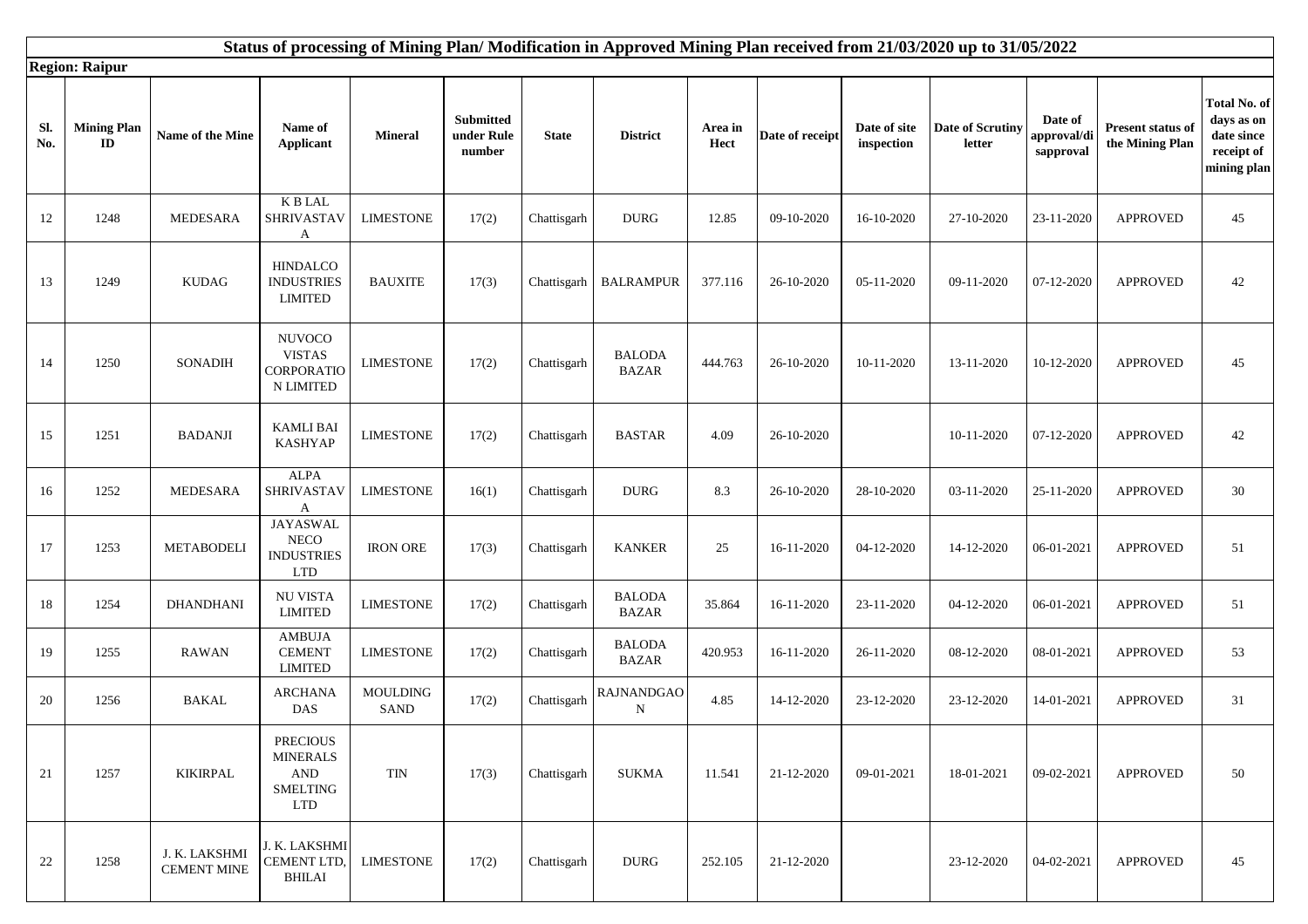**Status of processing of Mining Plan/ Modification in Approved Mining Plan received from 21/03/2020 up to 31/05/2022**

**Region: Raipur**

| Sl. No. | Mining Plan ID | Name of the Mine | Name of Applicant | Mineral | Submitted under Rule number | State | District | Area in Hect | Date of receipt | Date of site inspection | Date of Scrutiny letter | Date of approval/disapproval | Present status of the Mining Plan | Total No. of days as on date since receipt of mining plan |
|---|---|---|---|---|---|---|---|---|---|---|---|---|---|---|
| 12 | 1248 | MEDESARA | K B LAL SHRIVASTAVA | LIMESTONE | 17(2) | Chattisgarh | DURG | 12.85 | 09-10-2020 | 16-10-2020 | 27-10-2020 | 23-11-2020 | APPROVED | 45 |
| 13 | 1249 | KUDAG | HINDALCO INDUSTRIES LIMITED | BAUXITE | 17(3) | Chattisgarh | BALRAMPUR | 377.116 | 26-10-2020 | 05-11-2020 | 09-11-2020 | 07-12-2020 | APPROVED | 42 |
| 14 | 1250 | SONADIH | NUVOCO VISTAS CORPORATION LIMITED | LIMESTONE | 17(2) | Chattisgarh | BALODA BAZAR | 444.763 | 26-10-2020 | 10-11-2020 | 13-11-2020 | 10-12-2020 | APPROVED | 45 |
| 15 | 1251 | BADANJI | KAMLI BAI KASHYAP | LIMESTONE | 17(2) | Chattisgarh | BASTAR | 4.09 | 26-10-2020 | | 10-11-2020 | 07-12-2020 | APPROVED | 42 |
| 16 | 1252 | MEDESARA | ALPA SHRIVASTAVA | LIMESTONE | 16(1) | Chattisgarh | DURG | 8.3 | 26-10-2020 | 28-10-2020 | 03-11-2020 | 25-11-2020 | APPROVED | 30 |
| 17 | 1253 | METABODELI | JAYASWAL NECO INDUSTRIES LTD | IRON ORE | 17(3) | Chattisgarh | KANKER | 25 | 16-11-2020 | 04-12-2020 | 14-12-2020 | 06-01-2021 | APPROVED | 51 |
| 18 | 1254 | DHANDHANI | NU VISTA LIMITED | LIMESTONE | 17(2) | Chattisgarh | BALODA BAZAR | 35.864 | 16-11-2020 | 23-11-2020 | 04-12-2020 | 06-01-2021 | APPROVED | 51 |
| 19 | 1255 | RAWAN | AMBUJA CEMENT LIMITED | LIMESTONE | 17(2) | Chattisgarh | BALODA BAZAR | 420.953 | 16-11-2020 | 26-11-2020 | 08-12-2020 | 08-01-2021 | APPROVED | 53 |
| 20 | 1256 | BAKAL | ARCHANA DAS | MOULDING SAND | 17(2) | Chattisgarh | RAJNANDGAON | 4.85 | 14-12-2020 | 23-12-2020 | 23-12-2020 | 14-01-2021 | APPROVED | 31 |
| 21 | 1257 | KIKIRPAL | PRECIOUS MINERALS AND SMELTING LTD | TIN | 17(3) | Chattisgarh | SUKMA | 11.541 | 21-12-2020 | 09-01-2021 | 18-01-2021 | 09-02-2021 | APPROVED | 50 |
| 22 | 1258 | J. K. LAKSHMI CEMENT MINE | J. K. LAKSHMI CEMENT LTD, BHILAI | LIMESTONE | 17(2) | Chattisgarh | DURG | 252.105 | 21-12-2020 | | 23-12-2020 | 04-02-2021 | APPROVED | 45 |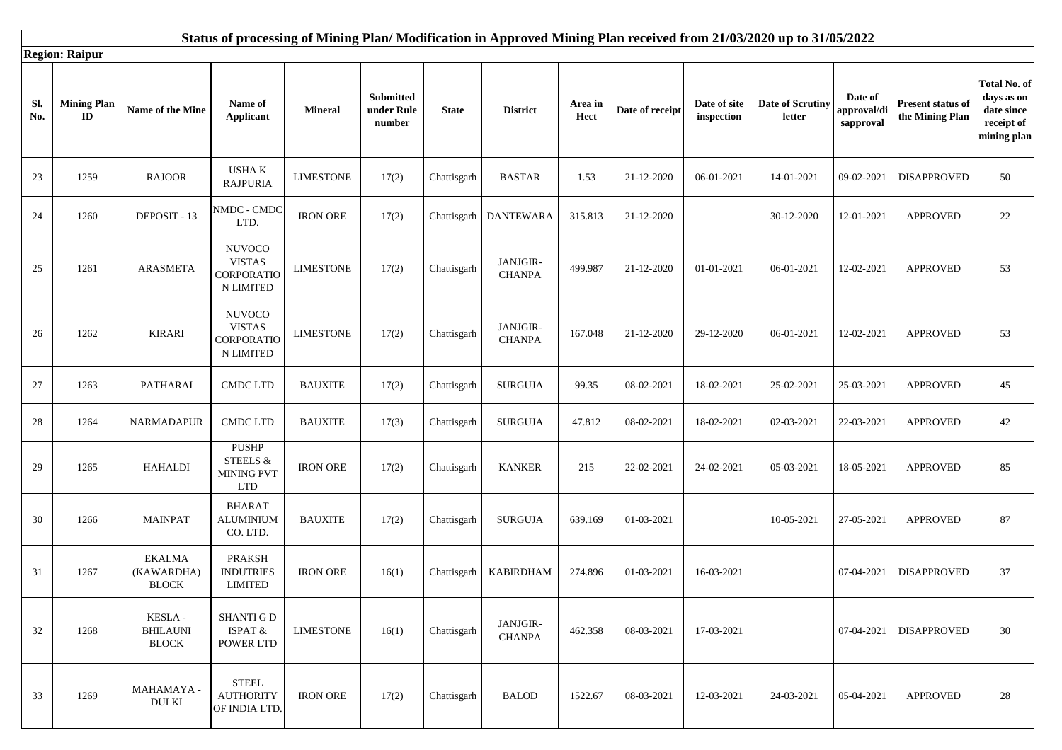# Status of processing of Mining Plan/ Modification in Approved Mining Plan received from 21/03/2020 up to 31/05/2022

**Region: Raipur**

| Sl. No. | Mining Plan ID | Name of the Mine | Name of Applicant | Mineral | Submitted under Rule number | State | District | Area in Hect | Date of receipt | Date of site inspection | Date of Scrutiny letter | Date of approval/disapproval | Present status of the Mining Plan | Total No. of days as on date since receipt of mining plan |
|---|---|---|---|---|---|---|---|---|---|---|---|---|---|---|
| 23 | 1259 | RAJOOR | USHA K RAJPURIA | LIMESTONE | 17(2) | Chattisgarh | BASTAR | 1.53 | 21-12-2020 | 06-01-2021 | 14-01-2021 | 09-02-2021 | DISAPPROVED | 50 |
| 24 | 1260 | DEPOSIT - 13 | NMDC - CMDC LTD. | IRON ORE | 17(2) | Chattisgarh | DANTEWARA | 315.813 | 21-12-2020 | | 30-12-2020 | 12-01-2021 | APPROVED | 22 |
| 25 | 1261 | ARASMETA | NUVOCO VISTAS CORPORATION LIMITED | LIMESTONE | 17(2) | Chattisgarh | JANJGIR-CHANPA | 499.987 | 21-12-2020 | 01-01-2021 | 06-01-2021 | 12-02-2021 | APPROVED | 53 |
| 26 | 1262 | KIRARI | NUVOCO VISTAS CORPORATION LIMITED | LIMESTONE | 17(2) | Chattisgarh | JANJGIR-CHANPA | 167.048 | 21-12-2020 | 29-12-2020 | 06-01-2021 | 12-02-2021 | APPROVED | 53 |
| 27 | 1263 | PATHARAI | CMDC LTD | BAUXITE | 17(2) | Chattisgarh | SURGUJA | 99.35 | 08-02-2021 | 18-02-2021 | 25-02-2021 | 25-03-2021 | APPROVED | 45 |
| 28 | 1264 | NARMADAPUR | CMDC LTD | BAUXITE | 17(3) | Chattisgarh | SURGUJA | 47.812 | 08-02-2021 | 18-02-2021 | 02-03-2021 | 22-03-2021 | APPROVED | 42 |
| 29 | 1265 | HAHALDI | PUSHP STEELS & MINING PVT LTD | IRON ORE | 17(2) | Chattisgarh | KANKER | 215 | 22-02-2021 | 24-02-2021 | 05-03-2021 | 18-05-2021 | APPROVED | 85 |
| 30 | 1266 | MAINPAT | BHARAT ALUMINIUM CO. LTD. | BAUXITE | 17(2) | Chattisgarh | SURGUJA | 639.169 | 01-03-2021 | | 10-05-2021 | 27-05-2021 | APPROVED | 87 |
| 31 | 1267 | EKALMA (KAWARDHA) BLOCK | PRAKSH INDUTRIES LIMITED | IRON ORE | 16(1) | Chattisgarh | KABIRDHAM | 274.896 | 01-03-2021 | 16-03-2021 | | 07-04-2021 | DISAPPROVED | 37 |
| 32 | 1268 | KESLA - BHILAUNI BLOCK | SHANTI G D ISPAT & POWER LTD | LIMESTONE | 16(1) | Chattisgarh | JANJGIR-CHANPA | 462.358 | 08-03-2021 | 17-03-2021 | | 07-04-2021 | DISAPPROVED | 30 |
| 33 | 1269 | MAHAMAYA - DULKI | STEEL AUTHORITY OF INDIA LTD. | IRON ORE | 17(2) | Chattisgarh | BALOD | 1522.67 | 08-03-2021 | 12-03-2021 | 24-03-2021 | 05-04-2021 | APPROVED | 28 |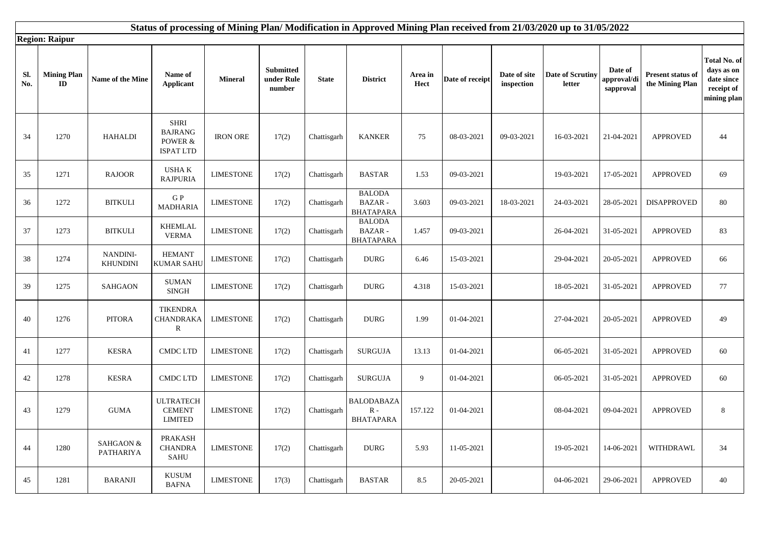## Status of processing of Mining Plan/ Modification in Approved Mining Plan received from 21/03/2020 up to 31/05/2022

**Region: Raipur**

| Sl. No. | Mining Plan ID | Name of the Mine | Name of Applicant | Mineral | Submitted under Rule number | State | District | Area in Hect | Date of receipt | Date of site inspection | Date of Scrutiny letter | Date of approval/disapproval | Present status of the Mining Plan | Total No. of days as on date since receipt of mining plan |
|---|---|---|---|---|---|---|---|---|---|---|---|---|---|---|
| 34 | 1270 | HAHALDI | SHRI BAJRANG POWER & ISPAT LTD | IRON ORE | 17(2) | Chattisgarh | KANKER | 75 | 08-03-2021 | 09-03-2021 | 16-03-2021 | 21-04-2021 | APPROVED | 44 |
| 35 | 1271 | RAJOOR | USHA K RAJPURIA | LIMESTONE | 17(2) | Chattisgarh | BASTAR | 1.53 | 09-03-2021 | | 19-03-2021 | 17-05-2021 | APPROVED | 69 |
| 36 | 1272 | BITKULI | G P MADHARIA | LIMESTONE | 17(2) | Chattisgarh | BALODA BAZAR - BHATAPARA | 3.603 | 09-03-2021 | 18-03-2021 | 24-03-2021 | 28-05-2021 | DISAPPROVED | 80 |
| 37 | 1273 | BITKULI | KHEMLAL VERMA | LIMESTONE | 17(2) | Chattisgarh | BALODA BAZAR - BHATAPARA | 1.457 | 09-03-2021 | | 26-04-2021 | 31-05-2021 | APPROVED | 83 |
| 38 | 1274 | NANDINI-KHUNDINI | HEMANT KUMAR SAHU | LIMESTONE | 17(2) | Chattisgarh | DURG | 6.46 | 15-03-2021 | | 29-04-2021 | 20-05-2021 | APPROVED | 66 |
| 39 | 1275 | SAHGAON | SUMAN SINGH | LIMESTONE | 17(2) | Chattisgarh | DURG | 4.318 | 15-03-2021 | | 18-05-2021 | 31-05-2021 | APPROVED | 77 |
| 40 | 1276 | PITORA | TIKENDRA CHANDRAKAR | LIMESTONE | 17(2) | Chattisgarh | DURG | 1.99 | 01-04-2021 | | 27-04-2021 | 20-05-2021 | APPROVED | 49 |
| 41 | 1277 | KESRA | CMDC LTD | LIMESTONE | 17(2) | Chattisgarh | SURGUJA | 13.13 | 01-04-2021 | | 06-05-2021 | 31-05-2021 | APPROVED | 60 |
| 42 | 1278 | KESRA | CMDC LTD | LIMESTONE | 17(2) | Chattisgarh | SURGUJA | 9 | 01-04-2021 | | 06-05-2021 | 31-05-2021 | APPROVED | 60 |
| 43 | 1279 | GUMA | ULTRATECH CEMENT LIMITED | LIMESTONE | 17(2) | Chattisgarh | BALODABAZAR - BHATAPARA | 157.122 | 01-04-2021 | | 08-04-2021 | 09-04-2021 | APPROVED | 8 |
| 44 | 1280 | SAHGAON & PATHARIYA | PRAKASH CHANDRA SAHU | LIMESTONE | 17(2) | Chattisgarh | DURG | 5.93 | 11-05-2021 | | 19-05-2021 | 14-06-2021 | WITHDRAWL | 34 |
| 45 | 1281 | BARANJI | KUSUM BAFNA | LIMESTONE | 17(3) | Chattisgarh | BASTAR | 8.5 | 20-05-2021 | | 04-06-2021 | 29-06-2021 | APPROVED | 40 |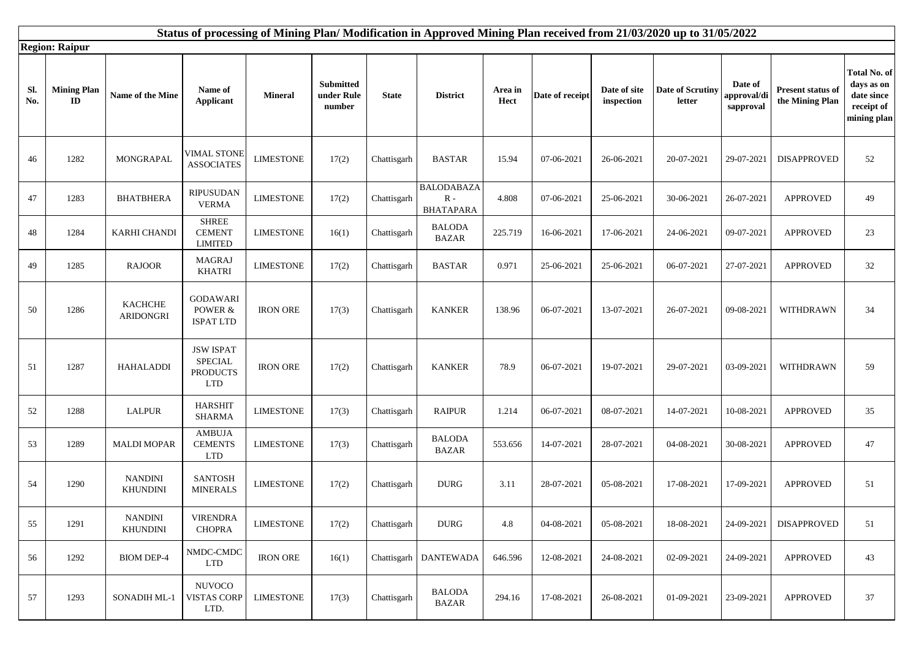# Status of processing of Mining Plan/ Modification in Approved Mining Plan received from 21/03/2020 up to 31/05/2022

**Region: Raipur**

| Sl. No. | Mining Plan ID | Name of the Mine | Name of Applicant | Mineral | Submitted under Rule number | State | District | Area in Hect | Date of receipt | Date of site inspection | Date of Scrutiny letter | Date of approval/disapproval | Present status of the Mining Plan | Total No. of days as on date since receipt of mining plan |
|---|---|---|---|---|---|---|---|---|---|---|---|---|---|---|
| 46 | 1282 | MONGRAPAL | VIMAL STONE ASSOCIATES | LIMESTONE | 17(2) | Chattisgarh | BASTAR | 15.94 | 07-06-2021 | 26-06-2021 | 20-07-2021 | 29-07-2021 | DISAPPROVED | 52 |
| 47 | 1283 | BHATBHERA | RIPUSUDAN VERMA | LIMESTONE | 17(2) | Chattisgarh | BALODABAZAR - BHATAPARA | 4.808 | 07-06-2021 | 25-06-2021 | 30-06-2021 | 26-07-2021 | APPROVED | 49 |
| 48 | 1284 | KARHI CHANDI | SHREE CEMENT LIMITED | LIMESTONE | 16(1) | Chattisgarh | BALODA BAZAR | 225.719 | 16-06-2021 | 17-06-2021 | 24-06-2021 | 09-07-2021 | APPROVED | 23 |
| 49 | 1285 | RAJOOR | MAGRAJ KHATRI | LIMESTONE | 17(2) | Chattisgarh | BASTAR | 0.971 | 25-06-2021 | 25-06-2021 | 06-07-2021 | 27-07-2021 | APPROVED | 32 |
| 50 | 1286 | KACHCHE ARIDONGRI | GODAWARI POWER & ISPAT LTD | IRON ORE | 17(3) | Chattisgarh | KANKER | 138.96 | 06-07-2021 | 13-07-2021 | 26-07-2021 | 09-08-2021 | WITHDRAWN | 34 |
| 51 | 1287 | HAHALADDI | JSW ISPAT SPECIAL PRODUCTS LTD | IRON ORE | 17(2) | Chattisgarh | KANKER | 78.9 | 06-07-2021 | 19-07-2021 | 29-07-2021 | 03-09-2021 | WITHDRAWN | 59 |
| 52 | 1288 | LALPUR | HARSHIT SHARMA | LIMESTONE | 17(3) | Chattisgarh | RAIPUR | 1.214 | 06-07-2021 | 08-07-2021 | 14-07-2021 | 10-08-2021 | APPROVED | 35 |
| 53 | 1289 | MALDI MOPAR | AMBUJA CEMENTS LTD | LIMESTONE | 17(3) | Chattisgarh | BALODA BAZAR | 553.656 | 14-07-2021 | 28-07-2021 | 04-08-2021 | 30-08-2021 | APPROVED | 47 |
| 54 | 1290 | NANDINI KHUNDINI | SANTOSH MINERALS | LIMESTONE | 17(2) | Chattisgarh | DURG | 3.11 | 28-07-2021 | 05-08-2021 | 17-08-2021 | 17-09-2021 | APPROVED | 51 |
| 55 | 1291 | NANDINI KHUNDINI | VIRENDRA CHOPRA | LIMESTONE | 17(2) | Chattisgarh | DURG | 4.8 | 04-08-2021 | 05-08-2021 | 18-08-2021 | 24-09-2021 | DISAPPROVED | 51 |
| 56 | 1292 | BIOM DEP-4 | NMDC-CMDC LTD | IRON ORE | 16(1) | Chattisgarh | DANTEWADA | 646.596 | 12-08-2021 | 24-08-2021 | 02-09-2021 | 24-09-2021 | APPROVED | 43 |
| 57 | 1293 | SONADIH ML-1 | NUVOCO VISTAS CORP LTD. | LIMESTONE | 17(3) | Chattisgarh | BALODA BAZAR | 294.16 | 17-08-2021 | 26-08-2021 | 01-09-2021 | 23-09-2021 | APPROVED | 37 |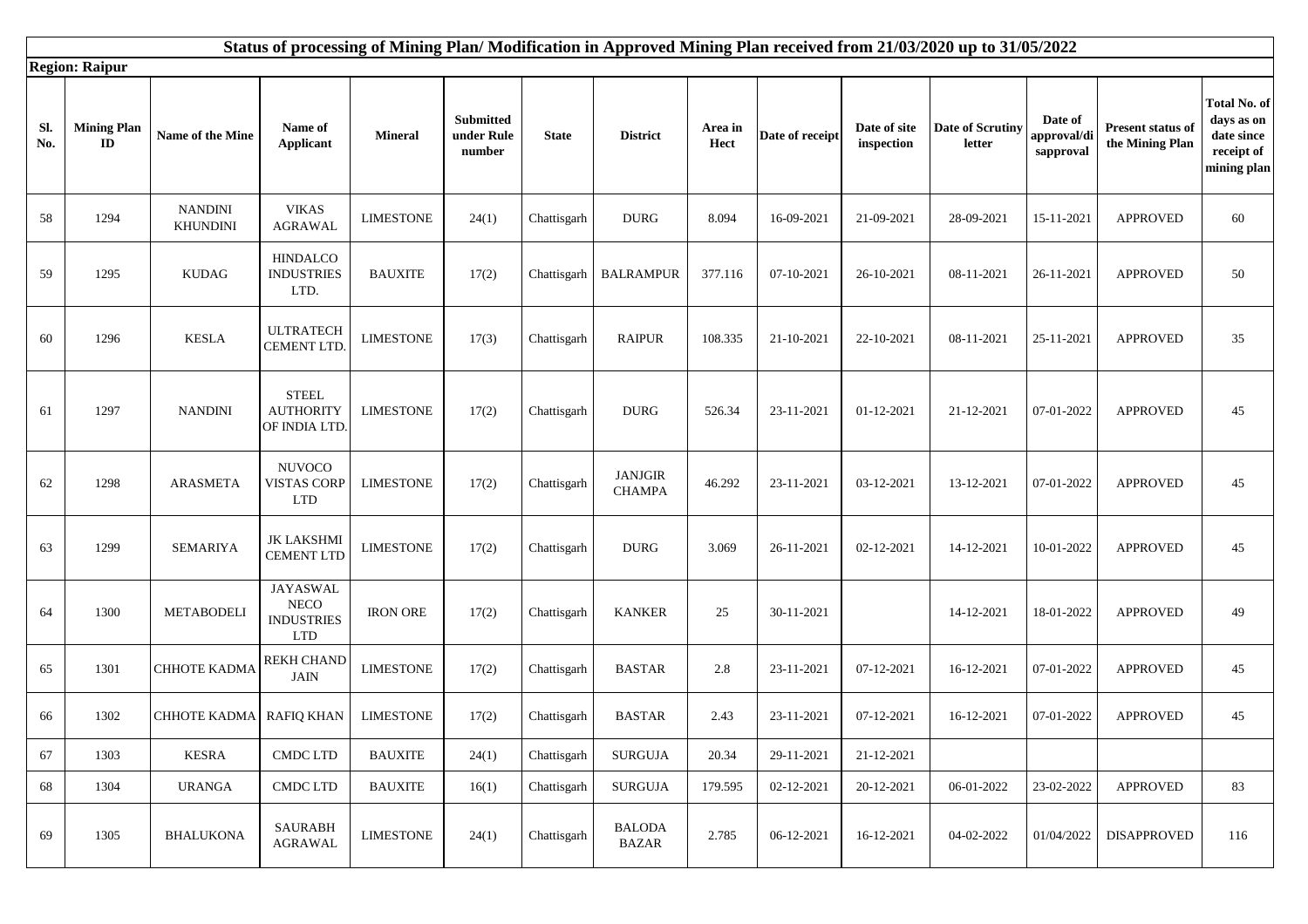# Status of processing of Mining Plan/ Modification in Approved Mining Plan received from 21/03/2020 up to 31/05/2022

**Region: Raipur**

| Sl. No. | Mining Plan ID | Name of the Mine | Name of Applicant | Mineral | Submitted under Rule number | State | District | Area in Hect | Date of receipt | Date of site inspection | Date of Scrutiny letter | Date of approval/disapproval | Present status of the Mining Plan | Total No. of days as on date since receipt of mining plan |
|---|---|---|---|---|---|---|---|---|---|---|---|---|---|---|
| 58 | 1294 | NANDINI KHUNDINI | VIKAS AGRAWAL | LIMESTONE | 24(1) | Chattisgarh | DURG | 8.094 | 16-09-2021 | 21-09-2021 | 28-09-2021 | 15-11-2021 | APPROVED | 60 |
| 59 | 1295 | KUDAG | HINDALCO INDUSTRIES LTD. | BAUXITE | 17(2) | Chattisgarh | BALRAMPUR | 377.116 | 07-10-2021 | 26-10-2021 | 08-11-2021 | 26-11-2021 | APPROVED | 50 |
| 60 | 1296 | KESLA | ULTRATECH CEMENT LTD. | LIMESTONE | 17(3) | Chattisgarh | RAIPUR | 108.335 | 21-10-2021 | 22-10-2021 | 08-11-2021 | 25-11-2021 | APPROVED | 35 |
| 61 | 1297 | NANDINI | STEEL AUTHORITY OF INDIA LTD. | LIMESTONE | 17(2) | Chattisgarh | DURG | 526.34 | 23-11-2021 | 01-12-2021 | 21-12-2021 | 07-01-2022 | APPROVED | 45 |
| 62 | 1298 | ARASMETA | NUVOCO VISTAS CORP LTD | LIMESTONE | 17(2) | Chattisgarh | JANJGIR CHAMPA | 46.292 | 23-11-2021 | 03-12-2021 | 13-12-2021 | 07-01-2022 | APPROVED | 45 |
| 63 | 1299 | SEMARIYA | JK LAKSHMI CEMENT LTD | LIMESTONE | 17(2) | Chattisgarh | DURG | 3.069 | 26-11-2021 | 02-12-2021 | 14-12-2021 | 10-01-2022 | APPROVED | 45 |
| 64 | 1300 | METABODELI | JAYASWAL NECO INDUSTRIES LTD | IRON ORE | 17(2) | Chattisgarh | KANKER | 25 | 30-11-2021 | | 14-12-2021 | 18-01-2022 | APPROVED | 49 |
| 65 | 1301 | CHHOTE KADMA | REKH CHAND JAIN | LIMESTONE | 17(2) | Chattisgarh | BASTAR | 2.8 | 23-11-2021 | 07-12-2021 | 16-12-2021 | 07-01-2022 | APPROVED | 45 |
| 66 | 1302 | CHHOTE KADMA | RAFIQ KHAN | LIMESTONE | 17(2) | Chattisgarh | BASTAR | 2.43 | 23-11-2021 | 07-12-2021 | 16-12-2021 | 07-01-2022 | APPROVED | 45 |
| 67 | 1303 | KESRA | CMDC LTD | BAUXITE | 24(1) | Chattisgarh | SURGUJA | 20.34 | 29-11-2021 | 21-12-2021 | | | | |
| 68 | 1304 | URANGA | CMDC LTD | BAUXITE | 16(1) | Chattisgarh | SURGUJA | 179.595 | 02-12-2021 | 20-12-2021 | 06-01-2022 | 23-02-2022 | APPROVED | 83 |
| 69 | 1305 | BHALUKONA | SAURABH AGRAWAL | LIMESTONE | 24(1) | Chattisgarh | BALODA BAZAR | 2.785 | 06-12-2021 | 16-12-2021 | 04-02-2022 | 01/04/2022 | DISAPPROVED | 116 |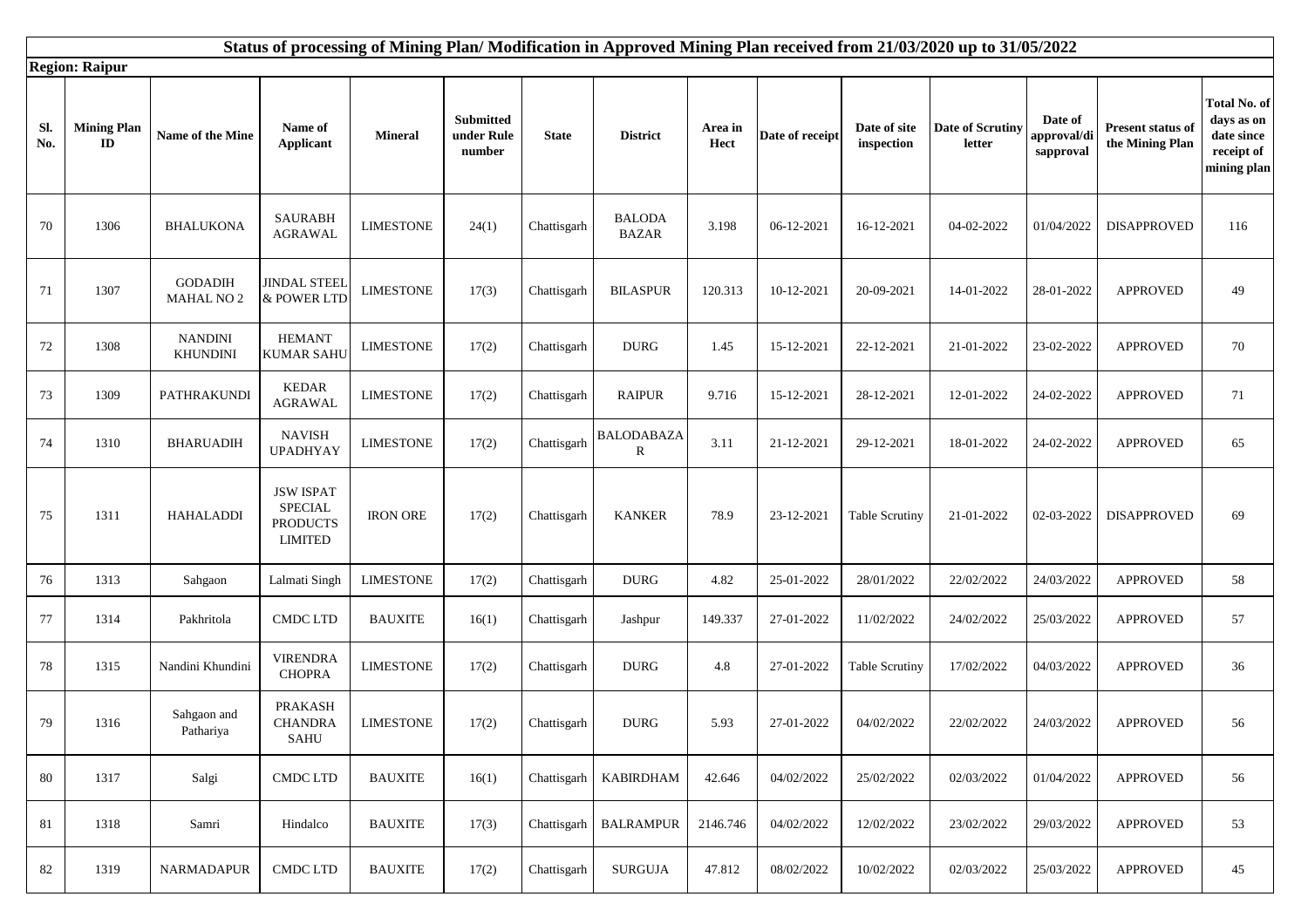# Status of processing of Mining Plan/ Modification in Approved Mining Plan received from 21/03/2020 up to 31/05/2022

**Region: Raipur**

| Sl. No. | Mining Plan ID | Name of the Mine | Name of Applicant | Mineral | Submitted under Rule number | State | District | Area in Hect | Date of receipt | Date of site inspection | Date of Scrutiny letter | Date of approval/disapproval | Present status of the Mining Plan | Total No. of days as on date since receipt of mining plan |
|---|---|---|---|---|---|---|---|---|---|---|---|---|---|---|
| 70 | 1306 | BHALUKONA | SAURABH AGRAWAL | LIMESTONE | 24(1) | Chattisgarh | BALODA BAZAR | 3.198 | 06-12-2021 | 16-12-2021 | 04-02-2022 | 01/04/2022 | DISAPPROVED | 116 |
| 71 | 1307 | GODADIH MAHAL NO 2 | JINDAL STEEL & POWER LTD | LIMESTONE | 17(3) | Chattisgarh | BILASPUR | 120.313 | 10-12-2021 | 20-09-2021 | 14-01-2022 | 28-01-2022 | APPROVED | 49 |
| 72 | 1308 | NANDINI KHUNDINI | HEMANT KUMAR SAHU | LIMESTONE | 17(2) | Chattisgarh | DURG | 1.45 | 15-12-2021 | 22-12-2021 | 21-01-2022 | 23-02-2022 | APPROVED | 70 |
| 73 | 1309 | PATHRAKUNDI | KEDAR AGRAWAL | LIMESTONE | 17(2) | Chattisgarh | RAIPUR | 9.716 | 15-12-2021 | 28-12-2021 | 12-01-2022 | 24-02-2022 | APPROVED | 71 |
| 74 | 1310 | BHARUADIH | NAVISH UPADHYAY | LIMESTONE | 17(2) | Chattisgarh | BALODABAZAR | 3.11 | 21-12-2021 | 29-12-2021 | 18-01-2022 | 24-02-2022 | APPROVED | 65 |
| 75 | 1311 | HAHALADDI | JSW ISPAT SPECIAL PRODUCTS LIMITED | IRON ORE | 17(2) | Chattisgarh | KANKER | 78.9 | 23-12-2021 | Table Scrutiny | 21-01-2022 | 02-03-2022 | DISAPPROVED | 69 |
| 76 | 1313 | Sahgaon | Lalmati Singh | LIMESTONE | 17(2) | Chattisgarh | DURG | 4.82 | 25-01-2022 | 28/01/2022 | 22/02/2022 | 24/03/2022 | APPROVED | 58 |
| 77 | 1314 | Pakhritola | CMDC LTD | BAUXITE | 16(1) | Chattisgarh | Jashpur | 149.337 | 27-01-2022 | 11/02/2022 | 24/02/2022 | 25/03/2022 | APPROVED | 57 |
| 78 | 1315 | Nandini Khundini | VIRENDRA CHOPRA | LIMESTONE | 17(2) | Chattisgarh | DURG | 4.8 | 27-01-2022 | Table Scrutiny | 17/02/2022 | 04/03/2022 | APPROVED | 36 |
| 79 | 1316 | Sahgaon and Pathariya | PRAKASH CHANDRA SAHU | LIMESTONE | 17(2) | Chattisgarh | DURG | 5.93 | 27-01-2022 | 04/02/2022 | 22/02/2022 | 24/03/2022 | APPROVED | 56 |
| 80 | 1317 | Salgi | CMDC LTD | BAUXITE | 16(1) | Chattisgarh | KABIRDHAM | 42.646 | 04/02/2022 | 25/02/2022 | 02/03/2022 | 01/04/2022 | APPROVED | 56 |
| 81 | 1318 | Samri | Hindalco | BAUXITE | 17(3) | Chattisgarh | BALRAMPUR | 2146.746 | 04/02/2022 | 12/02/2022 | 23/02/2022 | 29/03/2022 | APPROVED | 53 |
| 82 | 1319 | NARMADAPUR | CMDC LTD | BAUXITE | 17(2) | Chattisgarh | SURGUJA | 47.812 | 08/02/2022 | 10/02/2022 | 02/03/2022 | 25/03/2022 | APPROVED | 45 |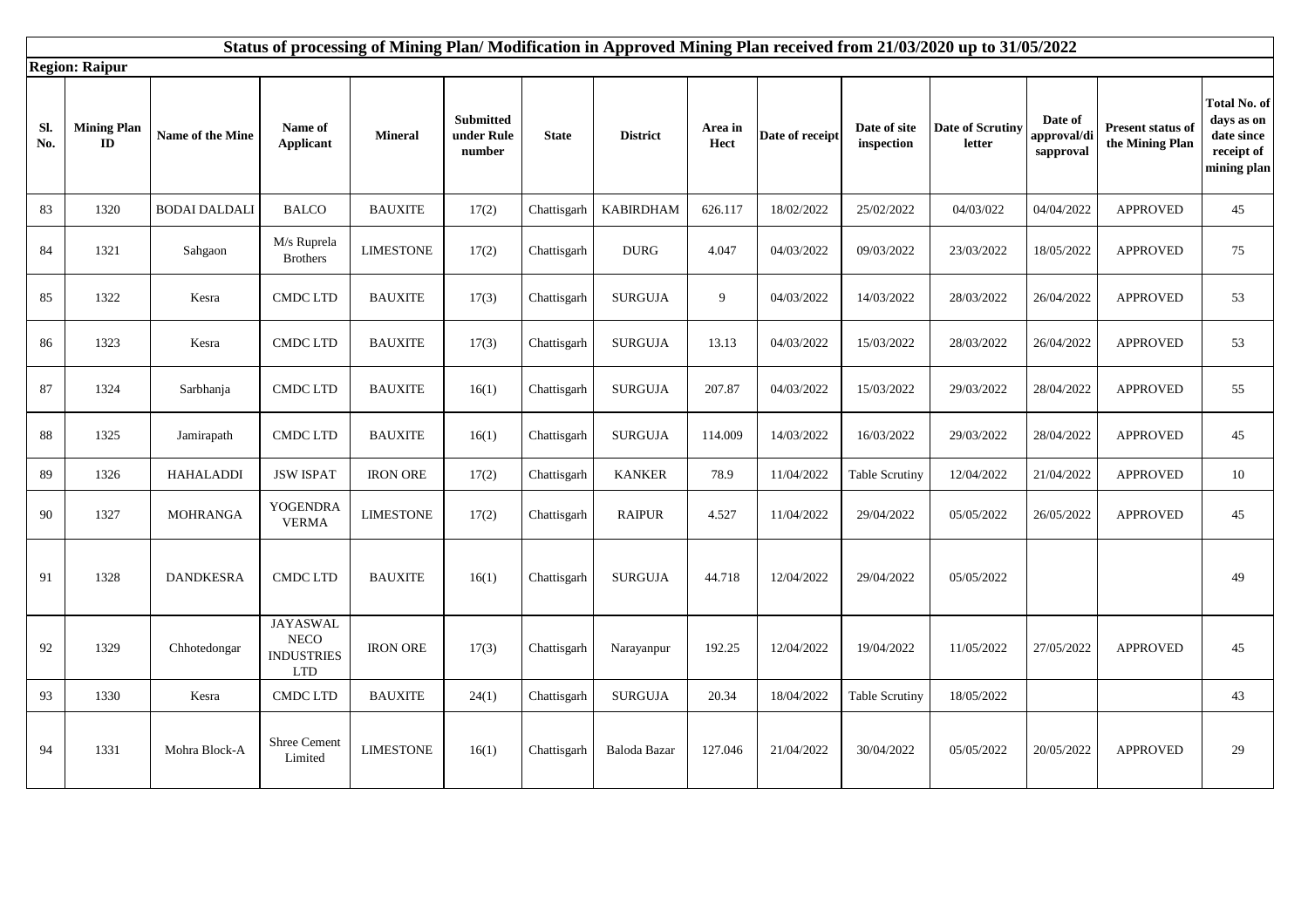## Status of processing of Mining Plan/ Modification in Approved Mining Plan received from 21/03/2020 up to 31/05/2022

**Region: Raipur**

| Sl. No. | Mining Plan ID | Name of the Mine | Name of Applicant | Mineral | Submitted under Rule number | State | District | Area in Hect | Date of receipt | Date of site inspection | Date of Scrutiny letter | Date of approval/disapproval | Present status of the Mining Plan | Total No. of days as on date since receipt of mining plan |
|---|---|---|---|---|---|---|---|---|---|---|---|---|---|---|
| 83 | 1320 | BODAI DALDALI | BALCO | BAUXITE | 17(2) | Chattisgarh | KABIRDHAM | 626.117 | 18/02/2022 | 25/02/2022 | 04/03/022 | 04/04/2022 | APPROVED | 45 |
| 84 | 1321 | Sahgaon | M/s Ruprela Brothers | LIMESTONE | 17(2) | Chattisgarh | DURG | 4.047 | 04/03/2022 | 09/03/2022 | 23/03/2022 | 18/05/2022 | APPROVED | 75 |
| 85 | 1322 | Kesra | CMDC LTD | BAUXITE | 17(3) | Chattisgarh | SURGUJA | 9 | 04/03/2022 | 14/03/2022 | 28/03/2022 | 26/04/2022 | APPROVED | 53 |
| 86 | 1323 | Kesra | CMDC LTD | BAUXITE | 17(3) | Chattisgarh | SURGUJA | 13.13 | 04/03/2022 | 15/03/2022 | 28/03/2022 | 26/04/2022 | APPROVED | 53 |
| 87 | 1324 | Sarbhanja | CMDC LTD | BAUXITE | 16(1) | Chattisgarh | SURGUJA | 207.87 | 04/03/2022 | 15/03/2022 | 29/03/2022 | 28/04/2022 | APPROVED | 55 |
| 88 | 1325 | Jamirapath | CMDC LTD | BAUXITE | 16(1) | Chattisgarh | SURGUJA | 114.009 | 14/03/2022 | 16/03/2022 | 29/03/2022 | 28/04/2022 | APPROVED | 45 |
| 89 | 1326 | HAHALADDI | JSW ISPAT | IRON ORE | 17(2) | Chattisgarh | KANKER | 78.9 | 11/04/2022 | Table Scrutiny | 12/04/2022 | 21/04/2022 | APPROVED | 10 |
| 90 | 1327 | MOHRANGA | YOGENDRA VERMA | LIMESTONE | 17(2) | Chattisgarh | RAIPUR | 4.527 | 11/04/2022 | 29/04/2022 | 05/05/2022 | 26/05/2022 | APPROVED | 45 |
| 91 | 1328 | DANDKESRA | CMDC LTD | BAUXITE | 16(1) | Chattisgarh | SURGUJA | 44.718 | 12/04/2022 | 29/04/2022 | 05/05/2022 | | | 49 |
| 92 | 1329 | Chhotedongar | JAYASWAL NECO INDUSTRIES LTD | IRON ORE | 17(3) | Chattisgarh | Narayanpur | 192.25 | 12/04/2022 | 19/04/2022 | 11/05/2022 | 27/05/2022 | APPROVED | 45 |
| 93 | 1330 | Kesra | CMDC LTD | BAUXITE | 24(1) | Chattisgarh | SURGUJA | 20.34 | 18/04/2022 | Table Scrutiny | 18/05/2022 | | | 43 |
| 94 | 1331 | Mohra Block-A | Shree Cement Limited | LIMESTONE | 16(1) | Chattisgarh | Baloda Bazar | 127.046 | 21/04/2022 | 30/04/2022 | 05/05/2022 | 20/05/2022 | APPROVED | 29 |